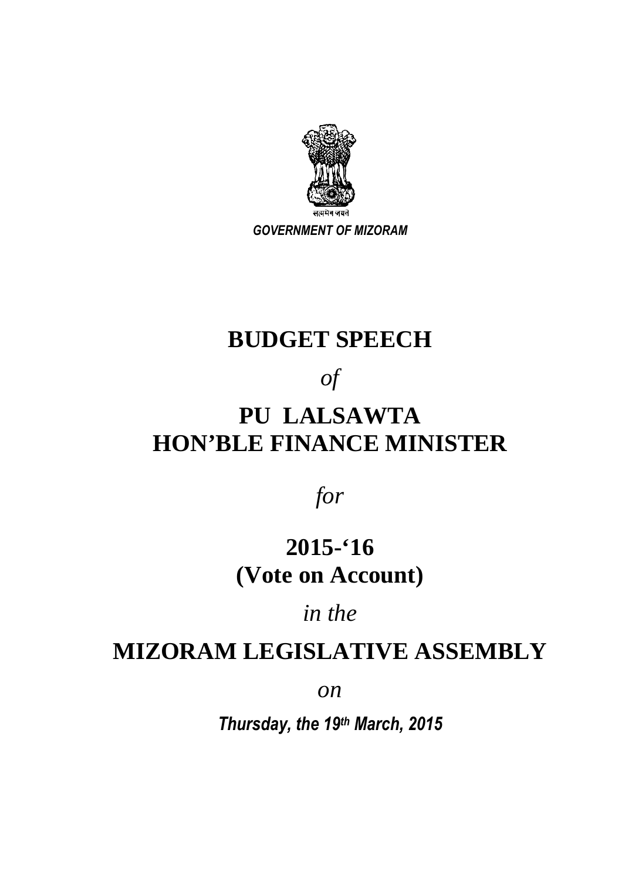सत्यमेव जयते

*GOVERNMENT OF MIZORAM*

# BUDGET SPEECH

*of*

# PU LALSAWTA
# HON'BLE FINANCE MINISTER

*for*

## 2015-'16
## (Vote on Account)

*in the*

# MIZORAM LEGISLATIVE ASSEMBLY

*on*

***Thursday, the 19th March, 2015***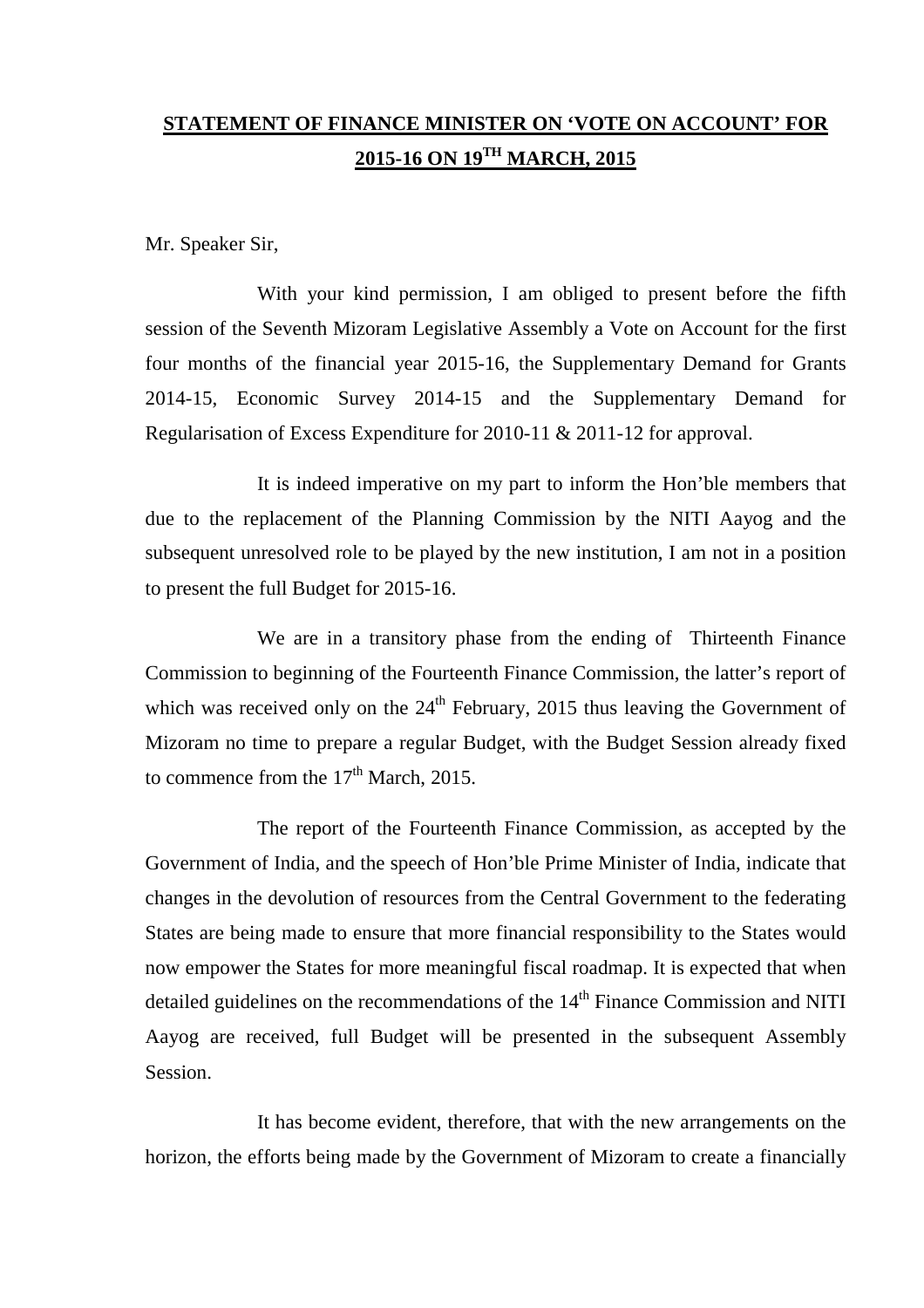## STATEMENT OF FINANCE MINISTER ON 'VOTE ON ACCOUNT' FOR 2015-16 ON 19TH MARCH, 2015

Mr. Speaker Sir,

With your kind permission, I am obliged to present before the fifth session of the Seventh Mizoram Legislative Assembly a Vote on Account for the first four months of the financial year 2015-16, the Supplementary Demand for Grants 2014-15, Economic Survey 2014-15 and the Supplementary Demand for Regularisation of Excess Expenditure for 2010-11 & 2011-12 for approval.

It is indeed imperative on my part to inform the Hon'ble members that due to the replacement of the Planning Commission by the NITI Aayog and the subsequent unresolved role to be played by the new institution, I am not in a position to present the full Budget for 2015-16.

We are in a transitory phase from the ending of Thirteenth Finance Commission to beginning of the Fourteenth Finance Commission, the latter's report of which was received only on the 24th February, 2015 thus leaving the Government of Mizoram no time to prepare a regular Budget, with the Budget Session already fixed to commence from the 17th March, 2015.

The report of the Fourteenth Finance Commission, as accepted by the Government of India, and the speech of Hon'ble Prime Minister of India, indicate that changes in the devolution of resources from the Central Government to the federating States are being made to ensure that more financial responsibility to the States would now empower the States for more meaningful fiscal roadmap. It is expected that when detailed guidelines on the recommendations of the 14th Finance Commission and NITI Aayog are received, full Budget will be presented in the subsequent Assembly Session.

It has become evident, therefore, that with the new arrangements on the horizon, the efforts being made by the Government of Mizoram to create a financially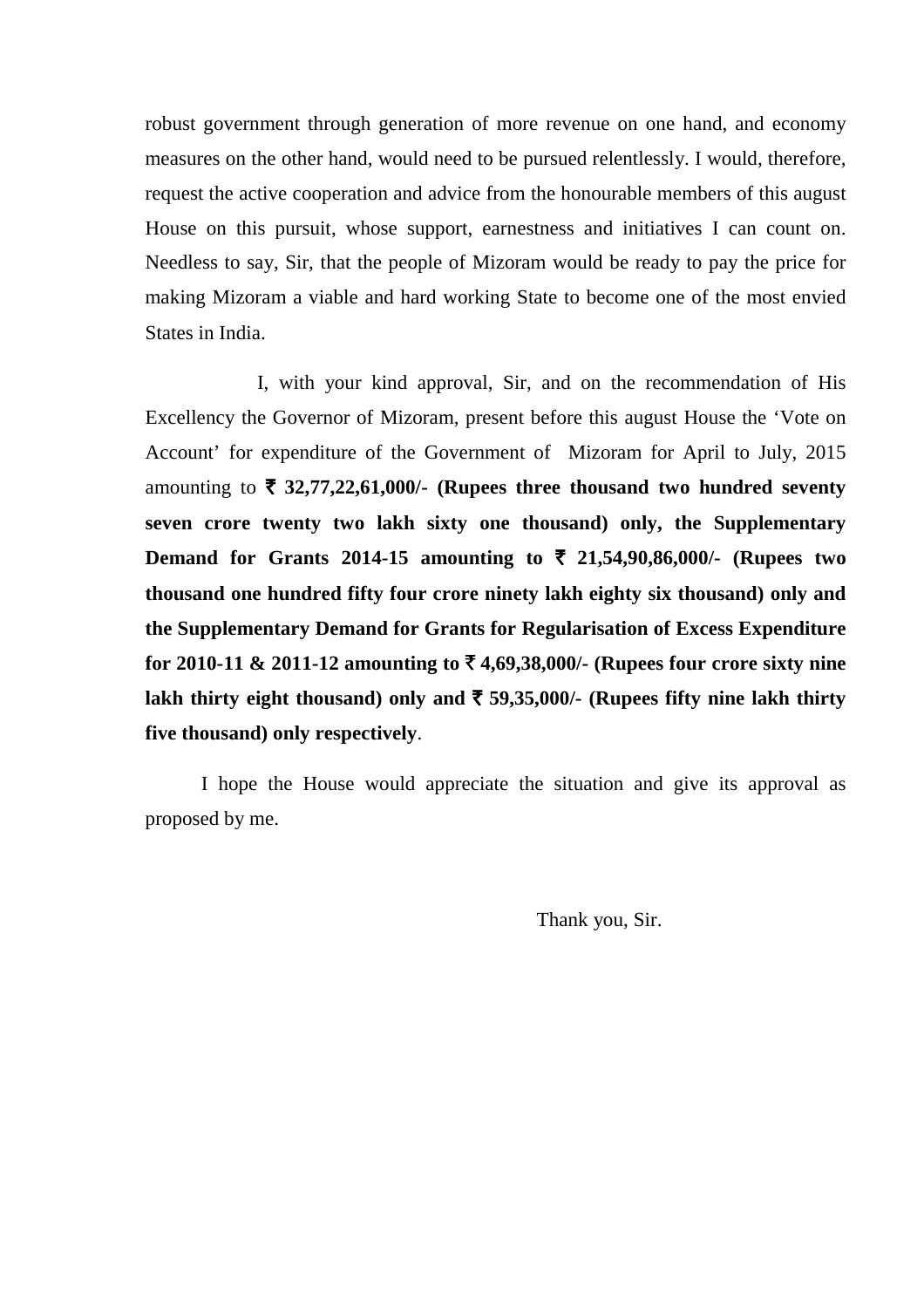robust government through generation of more revenue on one hand, and economy measures on the other hand, would need to be pursued relentlessly. I would, therefore, request the active cooperation and advice from the honourable members of this august House on this pursuit, whose support, earnestness and initiatives I can count on. Needless to say, Sir, that the people of Mizoram would be ready to pay the price for making Mizoram a viable and hard working State to become one of the most envied States in India.

I, with your kind approval, Sir, and on the recommendation of His Excellency the Governor of Mizoram, present before this august House the 'Vote on Account' for expenditure of the Government of Mizoram for April to July, 2015 amounting to **₹ 32,77,22,61,000/- (Rupees three thousand two hundred seventy seven crore twenty two lakh sixty one thousand) only, the Supplementary Demand for Grants 2014-15 amounting to ₹ 21,54,90,86,000/- (Rupees two thousand one hundred fifty four crore ninety lakh eighty six thousand) only and the Supplementary Demand for Grants for Regularisation of Excess Expenditure for 2010-11 & 2011-12 amounting to ₹ 4,69,38,000/- (Rupees four crore sixty nine lakh thirty eight thousand) only and ₹ 59,35,000/- (Rupees fifty nine lakh thirty five thousand) only respectively**.

I hope the House would appreciate the situation and give its approval as proposed by me.

Thank you, Sir.